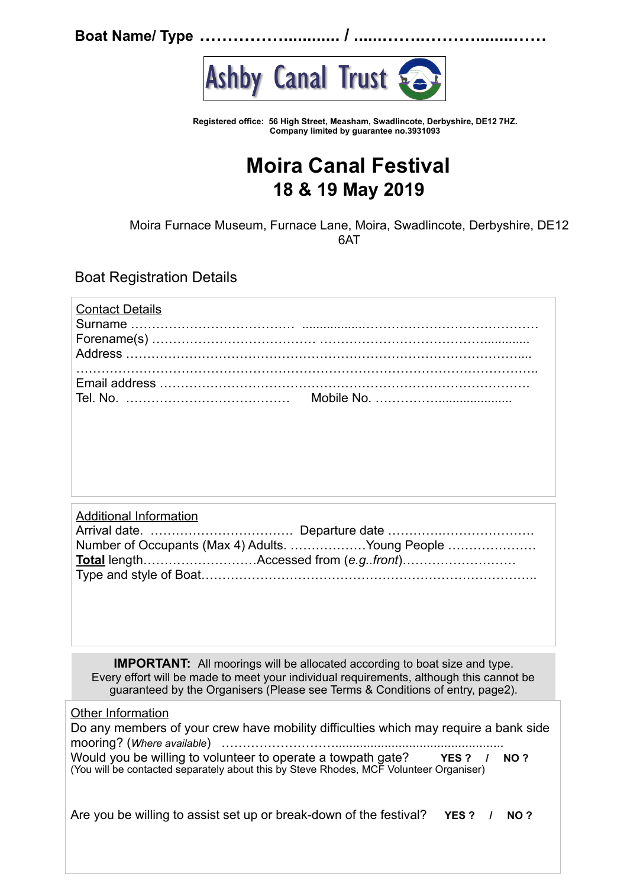**Boat Name/ Type ……………........... / .....…………..……......……**

Ashby Canal Trust

**Registered office: 56 High Street, Measham, Swadlincote, Derbyshire, DE12 7HZ.**
**Company limited by guarantee no.3931093**

# Moira Canal Festival
## 18 & 19 May 2019

Moira Furnace Museum, Furnace Lane, Moira, Swadlincote, Derbyshire, DE12 6AT

Boat Registration Details

Contact Details
Surname ………………………………… .................……………………………………
Forename(s) ……………………………… …………………………………............
Address ………………………………………………………………………………....
………………………………………………………………………………………………..
Email address …………………………………………………………………………….
Tel. No. ………………………………… Mobile No. ……………..................

Additional Information
Arrival date. …………………………… Departure date ……………..………………….
Number of Occupants (Max 4) Adults. ………………Young People …………………
**Total** length………………………Accessed from (*e.g..front*)………………………
Type and style of Boat………………………………………………………………………..

**IMPORTANT:** All moorings will be allocated according to boat size and type. Every effort will be made to meet your individual requirements, although this cannot be guaranteed by the Organisers (Please see Terms & Conditions of entry, page2).

Other Information
Do any members of your crew have mobility difficulties which may require a bank side mooring? (*Where available*) ……………………….................................................
Would you be willing to volunteer to operate a towpath gate? **YES ? / NO ?**
(You will be contacted separately about this by Steve Rhodes, MCF Volunteer Organiser)

Are you be willing to assist set up or break-down of the festival? **YES ? / NO ?**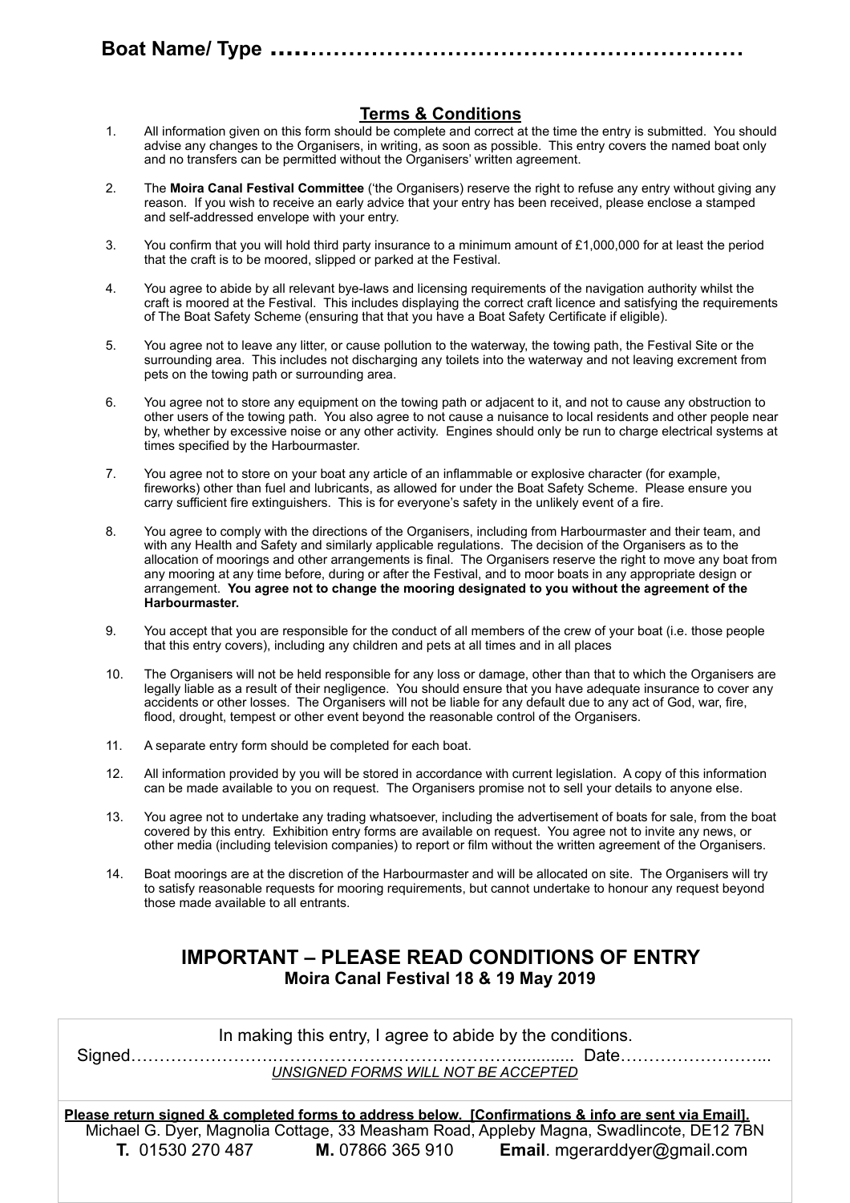**Boat Name/ Type** ……………………………………………………

## Terms & Conditions

1. All information given on this form should be complete and correct at the time the entry is submitted. You should advise any changes to the Organisers, in writing, as soon as possible. This entry covers the named boat only and no transfers can be permitted without the Organisers' written agreement.

2. The **Moira Canal Festival Committee** ('the Organisers) reserve the right to refuse any entry without giving any reason. If you wish to receive an early advice that your entry has been received, please enclose a stamped and self-addressed envelope with your entry.

3. You confirm that you will hold third party insurance to a minimum amount of £1,000,000 for at least the period that the craft is to be moored, slipped or parked at the Festival.

4. You agree to abide by all relevant bye-laws and licensing requirements of the navigation authority whilst the craft is moored at the Festival. This includes displaying the correct craft licence and satisfying the requirements of The Boat Safety Scheme (ensuring that that you have a Boat Safety Certificate if eligible).

5. You agree not to leave any litter, or cause pollution to the waterway, the towing path, the Festival Site or the surrounding area. This includes not discharging any toilets into the waterway and not leaving excrement from pets on the towing path or surrounding area.

6. You agree not to store any equipment on the towing path or adjacent to it, and not to cause any obstruction to other users of the towing path. You also agree to not cause a nuisance to local residents and other people near by, whether by excessive noise or any other activity. Engines should only be run to charge electrical systems at times specified by the Harbourmaster.

7. You agree not to store on your boat any article of an inflammable or explosive character (for example, fireworks) other than fuel and lubricants, as allowed for under the Boat Safety Scheme. Please ensure you carry sufficient fire extinguishers. This is for everyone's safety in the unlikely event of a fire.

8. You agree to comply with the directions of the Organisers, including from Harbourmaster and their team, and with any Health and Safety and similarly applicable regulations. The decision of the Organisers as to the allocation of moorings and other arrangements is final. The Organisers reserve the right to move any boat from any mooring at any time before, during or after the Festival, and to moor boats in any appropriate design or arrangement. **You agree not to change the mooring designated to you without the agreement of the Harbourmaster.**

9. You accept that you are responsible for the conduct of all members of the crew of your boat (i.e. those people that this entry covers), including any children and pets at all times and in all places

10. The Organisers will not be held responsible for any loss or damage, other than that to which the Organisers are legally liable as a result of their negligence. You should ensure that you have adequate insurance to cover any accidents or other losses. The Organisers will not be liable for any default due to any act of God, war, fire, flood, drought, tempest or other event beyond the reasonable control of the Organisers.

11. A separate entry form should be completed for each boat.

12. All information provided by you will be stored in accordance with current legislation. A copy of this information can be made available to you on request. The Organisers promise not to sell your details to anyone else.

13. You agree not to undertake any trading whatsoever, including the advertisement of boats for sale, from the boat covered by this entry. Exhibition entry forms are available on request. You agree not to invite any news, or other media (including television companies) to report or film without the written agreement of the Organisers.

14. Boat moorings are at the discretion of the Harbourmaster and will be allocated on site. The Organisers will try to satisfy reasonable requests for mooring requirements, but cannot undertake to honour any request beyond those made available to all entrants.

## IMPORTANT – PLEASE READ CONDITIONS OF ENTRY

**Moira Canal Festival 18 & 19 May 2019**

In making this entry, I agree to abide by the conditions.

Signed………………………………………………………………………… Date……………………..

*UNSIGNED FORMS WILL NOT BE ACCEPTED*

**Please return signed & completed forms to address below. [Confirmations & info are sent via Email].**

Michael G. Dyer, Magnolia Cottage, 33 Measham Road, Appleby Magna, Swadlincote, DE12 7BN

**T.** 01530 270 487 **M.** 07866 365 910 **Email**. mgerarddyer@gmail.com